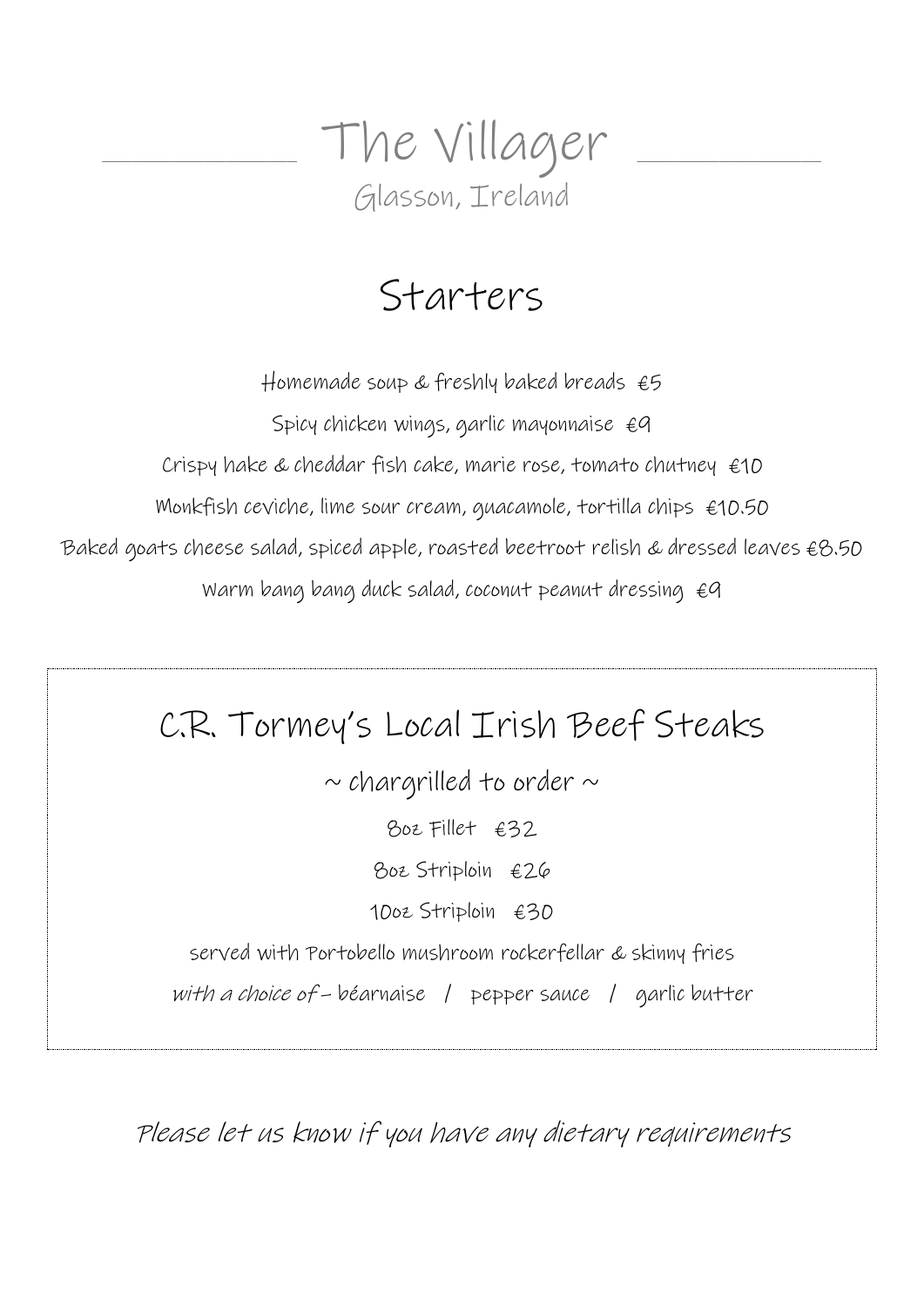# The Villager

Glasson, Ireland

## Starters

Homemade soup & freshly baked breads €5

Spicy chicken wings, garlic mayonnaise €9

Crispy hake & cheddar fish cake, marie rose, tomato chutney €10

Monkfish ceviche, lime sour cream, guacamole, tortilla chips €10.50

Baked goats cheese salad, spiced apple, roasted beetroot relish & dressed leaves €8.50

Warm bang bang duck salad, coconut peanut dressing €9

## C.R. Tormey's Local Irish Beef Steaks

~ chargrilled to order ~

8oz Fillet €32

8oz Striploin €26

10oz Striploin €30

served with Portobello mushroom rockerfellar & skinny fries

*with a choice of* – béarnaise / pepper sauce / garlic butter

*Please let us know if you have any dietary requirements*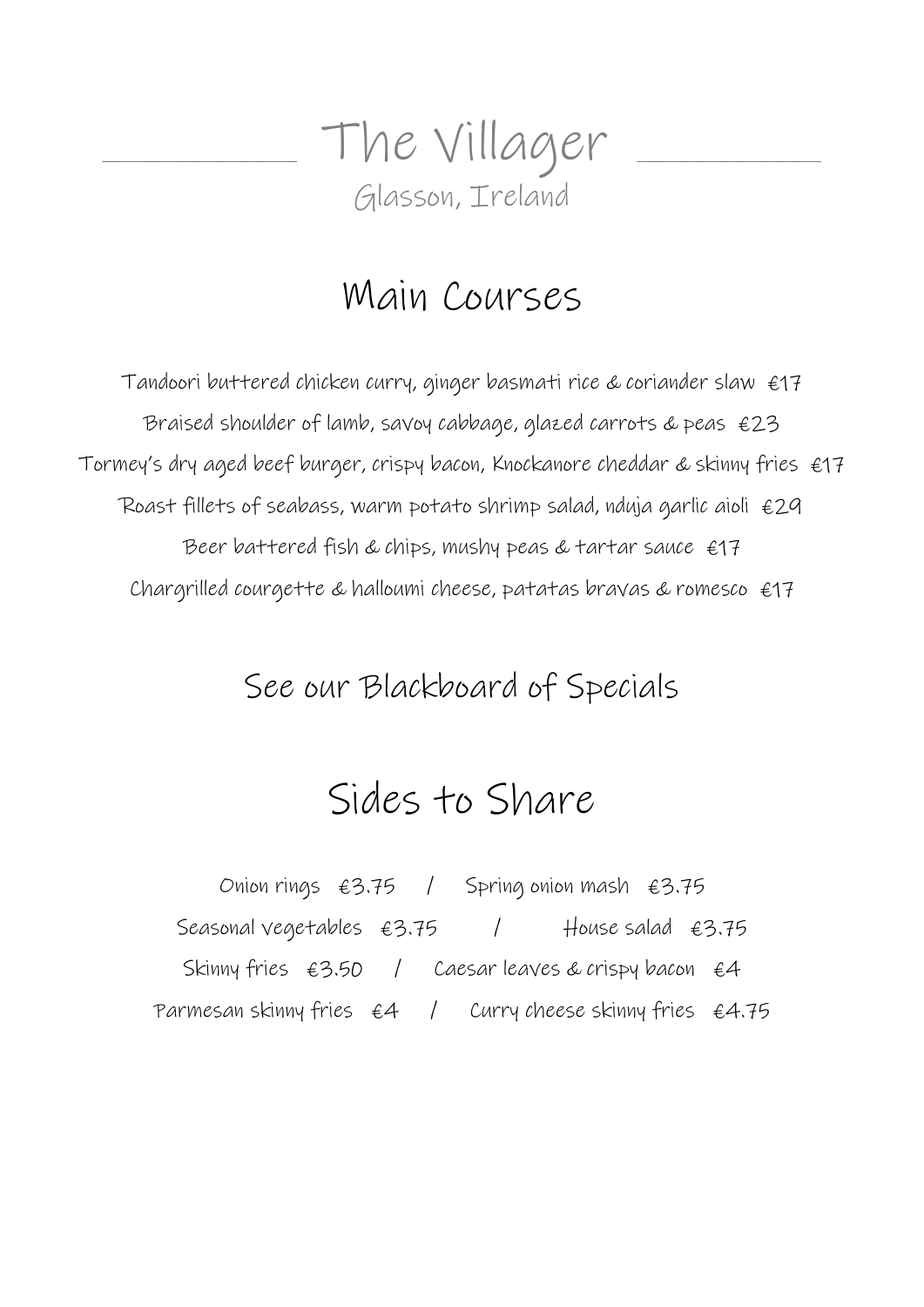# The Villager

Glasson, Ireland

## Main Courses

Tandoori buttered chicken curry, ginger basmati rice & coriander slaw €17

Braised shoulder of lamb, savoy cabbage, glazed carrots & peas €23

Tormey's dry aged beef burger, crispy bacon, Knockanore cheddar & skinny fries €17

Roast fillets of seabass, warm potato shrimp salad, nduja garlic aioli €29

Beer battered fish & chips, mushy peas & tartar sauce €17

Chargrilled courgette & halloumi cheese, patatas bravas & romesco €17

## See our Blackboard of Specials

## Sides to Share

Onion rings €3.75 / Spring onion mash €3.75

Seasonal vegetables €3.75 / House salad €3.75

Skinny fries €3.50 / Caesar leaves & crispy bacon €4

Parmesan skinny fries €4 / Curry cheese skinny fries €4.75